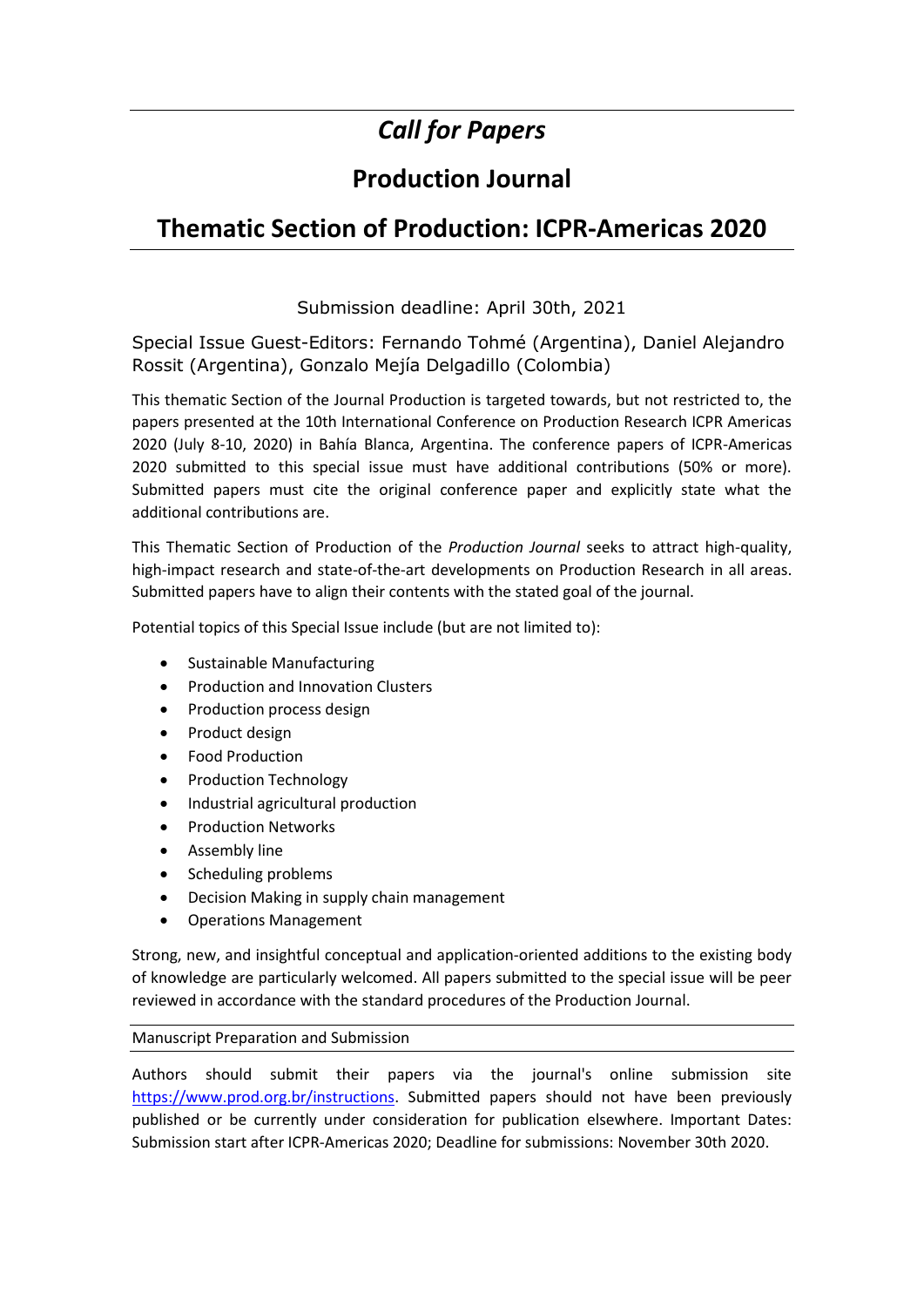# *Call for Papers*

## Production Journal

## Thematic Section of Production: ICPR-Americas 2020

Submission deadline: April 30th, 2021

Special Issue Guest-Editors: Fernando Tohmé (Argentina), Daniel Alejandro Rossit (Argentina), Gonzalo Mejía Delgadillo (Colombia)

This thematic Section of the Journal Production is targeted towards, but not restricted to, the papers presented at the 10th International Conference on Production Research ICPR Americas 2020 (July 8-10, 2020) in Bahía Blanca, Argentina. The conference papers of ICPR-Americas 2020 submitted to this special issue must have additional contributions (50% or more). Submitted papers must cite the original conference paper and explicitly state what the additional contributions are.

This Thematic Section of Production of the *Production Journal* seeks to attract high-quality, high-impact research and state-of-the-art developments on Production Research in all areas. Submitted papers have to align their contents with the stated goal of the journal.

Potential topics of this Special Issue include (but are not limited to):

- Sustainable Manufacturing
- Production and Innovation Clusters
- Production process design
- Product design
- Food Production
- Production Technology
- Industrial agricultural production
- Production Networks
- Assembly line
- Scheduling problems
- Decision Making in supply chain management
- Operations Management

Strong, new, and insightful conceptual and application-oriented additions to the existing body of knowledge are particularly welcomed. All papers submitted to the special issue will be peer reviewed in accordance with the standard procedures of the Production Journal.

### Manuscript Preparation and Submission

Authors should submit their papers via the journal's online submission site https://www.prod.org.br/instructions. Submitted papers should not have been previously published or be currently under consideration for publication elsewhere. Important Dates: Submission start after ICPR-Americas 2020; Deadline for submissions: November 30th 2020.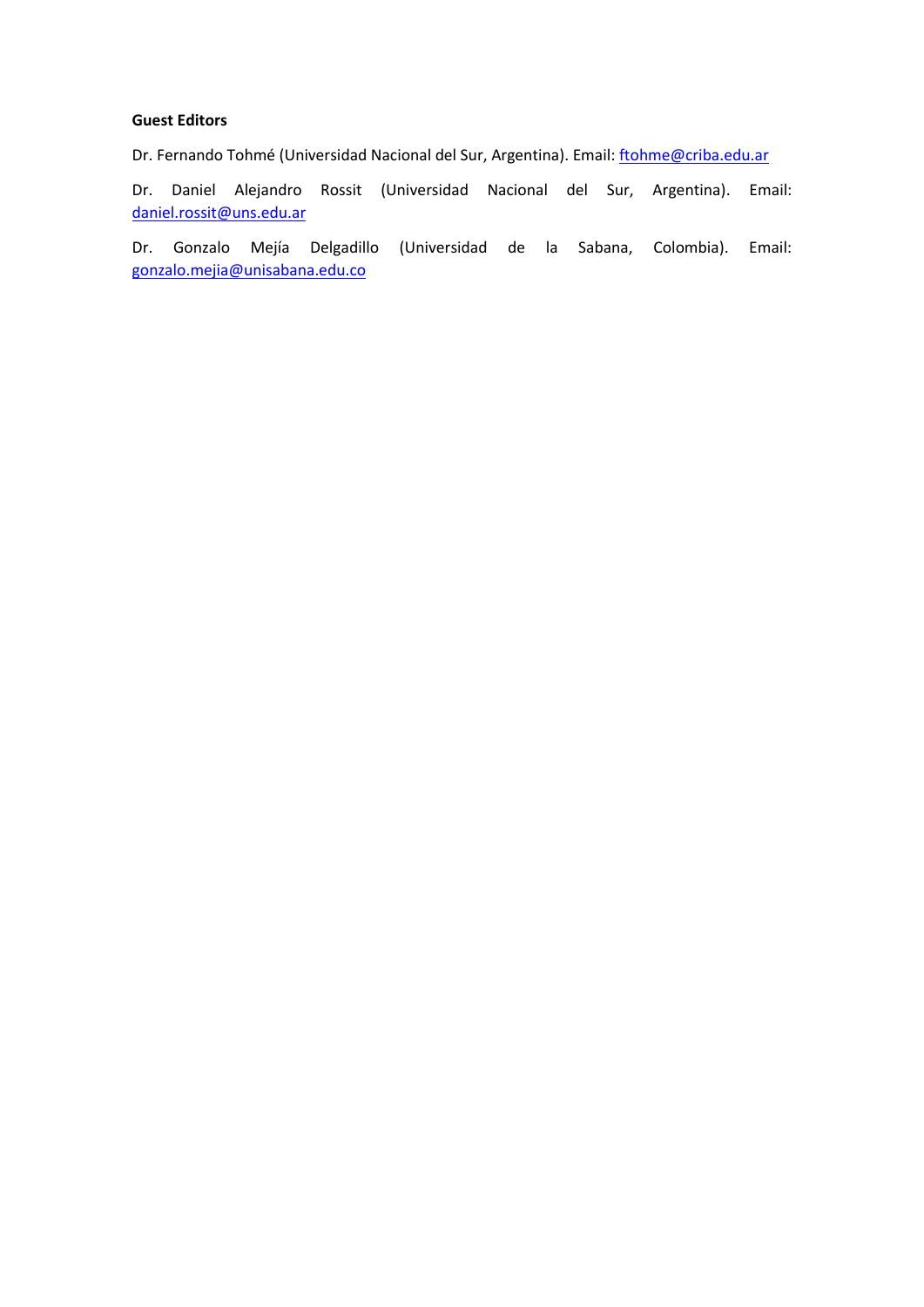**Guest Editors**

Dr. Fernando Tohmé (Universidad Nacional del Sur, Argentina). Email: ftohme@criba.edu.ar

Dr. Daniel Alejandro Rossit (Universidad Nacional del Sur, Argentina). Email: daniel.rossit@uns.edu.ar

Dr. Gonzalo Mejía Delgadillo (Universidad de la Sabana, Colombia). Email: gonzalo.mejia@unisabana.edu.co